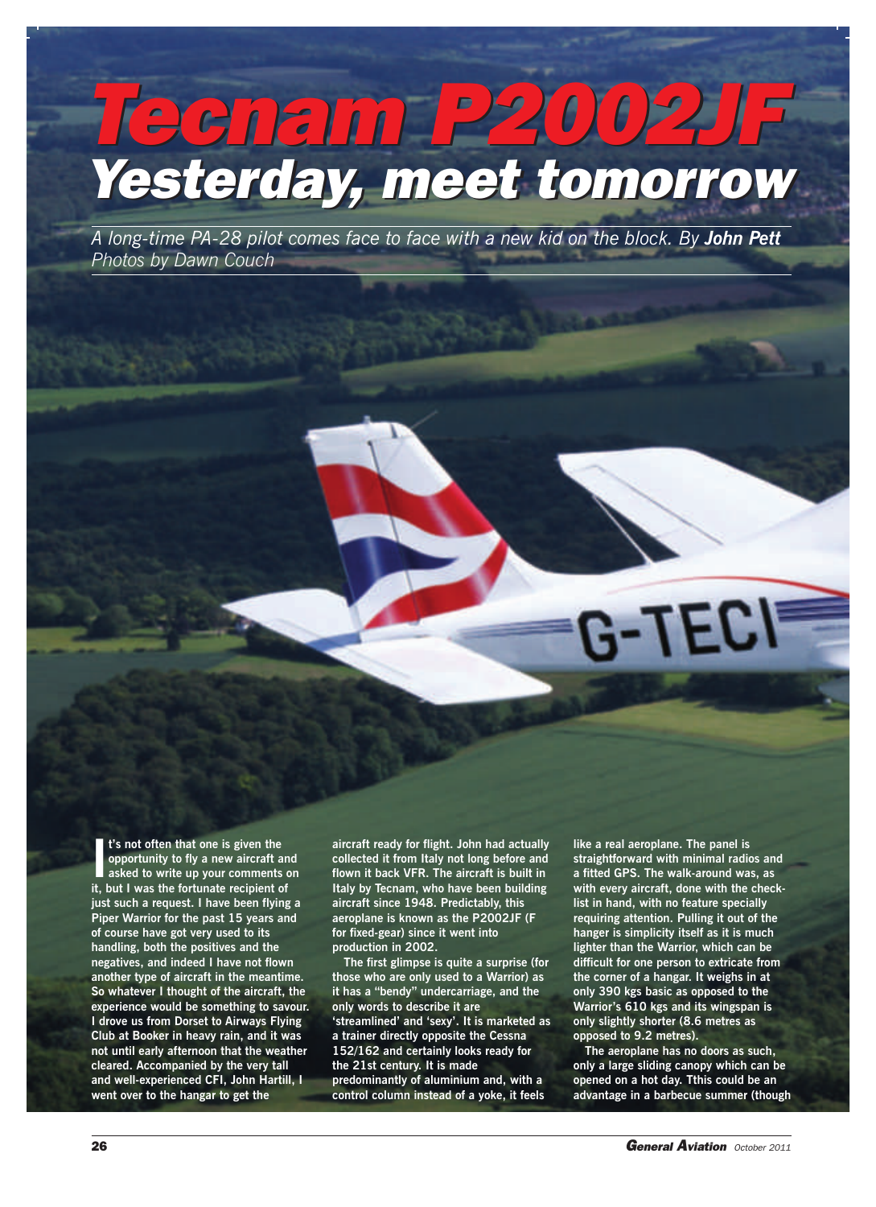# Tecnam P2002JF

## Yesterday, meet tomorrow

*A long-time PA-28 pilot comes face to face with a new kid on the block. By **John Pett***
*Photos by Dawn Couch*

**It's not often that one is given the opportunity to fly a new aircraft and asked to write up your comments on it, but I was the fortunate recipient of just such a request. I have been flying a Piper Warrior for the past 15 years and of course have got very used to its handling, both the positives and the negatives, and indeed I have not flown another type of aircraft in the meantime. So whatever I thought of the aircraft, the experience would be something to savour. I drove us from Dorset to Airways Flying Club at Booker in heavy rain, and it was not until early afternoon that the weather cleared. Accompanied by the very tall and well-experienced CFI, John Hartill, I went over to the hangar to get the aircraft ready for flight. John had actually collected it from Italy not long before and flown it back VFR. The aircraft is built in Italy by Tecnam, who have been building aircraft since 1948. Predictably, this aeroplane is known as the P2002JF (F for fixed-gear) since it went into production in 2002.**

**The first glimpse is quite a surprise (for those who are only used to a Warrior) as it has a "bendy" undercarriage, and the only words to describe it are 'streamlined' and 'sexy'. It is marketed as a trainer directly opposite the Cessna 152/162 and certainly looks ready for the 21st century. It is made predominantly of aluminium and, with a control column instead of a yoke, it feels like a real aeroplane. The panel is straightforward with minimal radios and a fitted GPS. The walk-around was, as with every aircraft, done with the check-list in hand, with no feature specially requiring attention. Pulling it out of the hanger is simplicity itself as it is much lighter than the Warrior, which can be difficult for one person to extricate from the corner of a hangar. It weighs in at only 390 kgs basic as opposed to the Warrior's 610 kgs and its wingspan is only slightly shorter (8.6 metres as opposed to 9.2 metres).**

**The aeroplane has no doors as such, only a large sliding canopy which can be opened on a hot day. Tthis could be an advantage in a barbecue summer (though**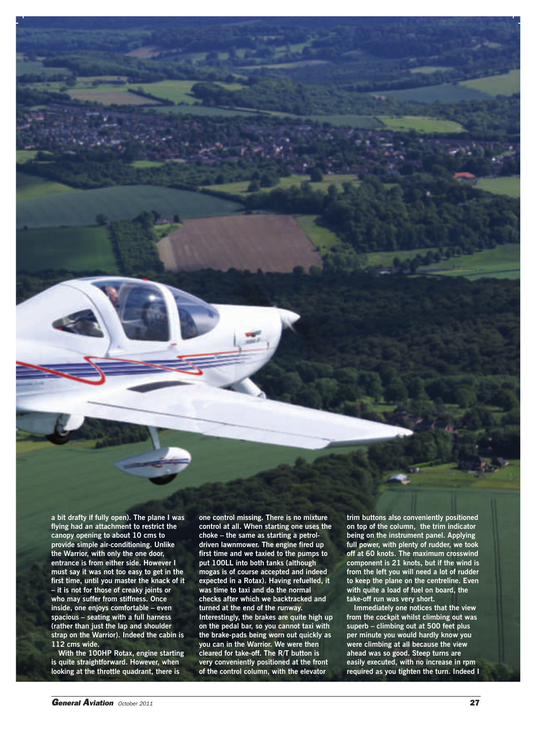a bit drafty if fully open). The plane I was flying had an attachment to restrict the canopy opening to about 10 cms to provide simple air-conditioning. Unlike the Warrior, with only the one door, entrance is from either side. However I must say it was not too easy to get in the first time, until you master the knack of it – it is not for those of creaky joints or who may suffer from stiffness. Once inside, one enjoys comfortable – even spacious – seating with a full harness (rather than just the lap and shoulder strap on the Warrior). Indeed the cabin is 112 cms wide.

With the 100HP Rotax, engine starting is quite straightforward. However, when looking at the throttle quadrant, there is one control missing. There is no mixture control at all. When starting one uses the choke – the same as starting a petrol-driven lawnmower. The engine fired up first time and we taxied to the pumps to put 100LL into both tanks (although mogas is of course accepted and indeed expected in a Rotax). Having refuelled, it was time to taxi and do the normal checks after which we backtracked and turned at the end of the runway. Interestingly, the brakes are quite high up on the pedal bar, so you cannot taxi with the brake-pads being worn out quickly as you can in the Warrior. We were then cleared for take-off. The R/T button is very conveniently positioned at the front of the control column, with the elevator trim buttons also conveniently positioned on top of the column, the trim indicator being on the instrument panel. Applying full power, with plenty of rudder, we took off at 60 knots. The maximum crosswind component is 21 knots, but if the wind is from the left you will need a lot of rudder to keep the plane on the centreline. Even with quite a load of fuel on board, the take-off run was very short.

Immediately one notices that the view from the cockpit whilst climbing out was superb – climbing out at 500 feet plus per minute you would hardly know you were climbing at all because the view ahead was so good. Steep turns are easily executed, with no increase in rpm required as you tighten the turn. Indeed I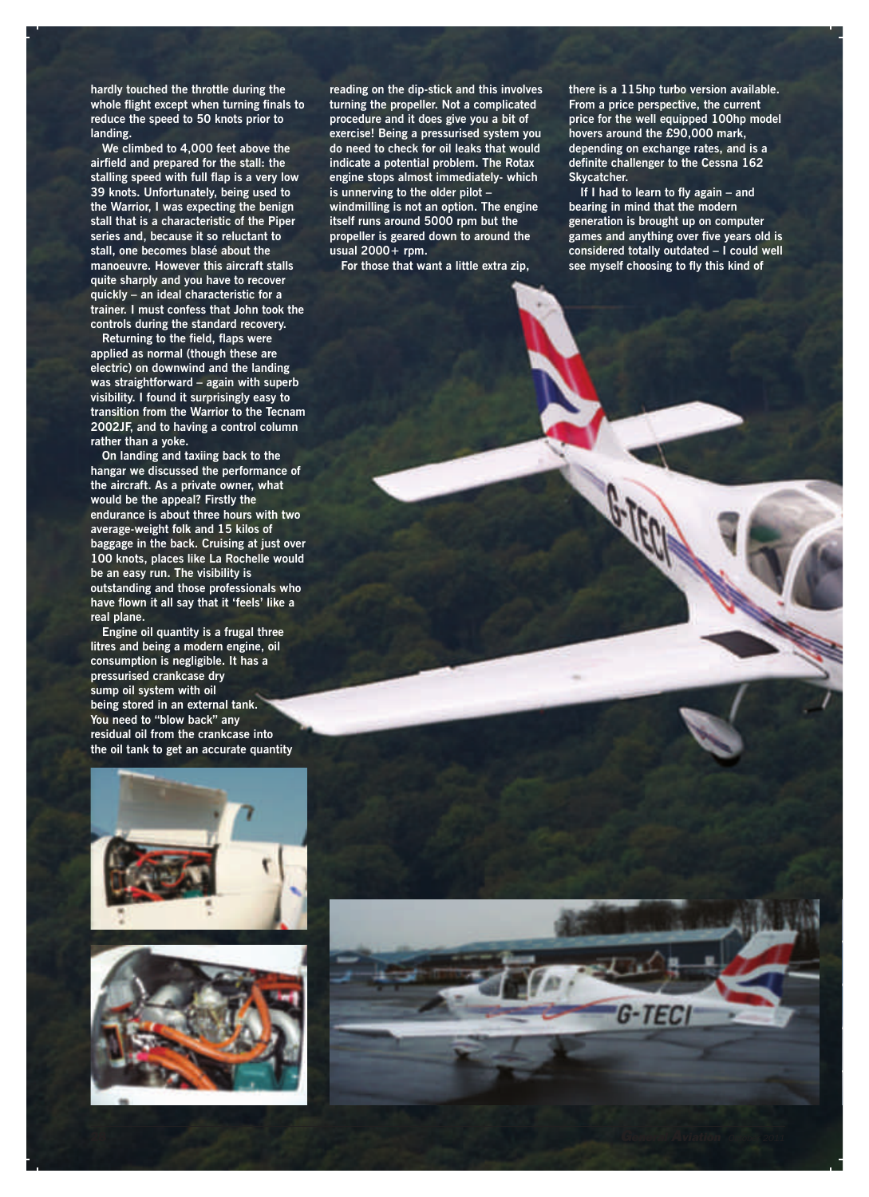hardly touched the throttle during the whole flight except when turning finals to reduce the speed to 50 knots prior to landing.

We climbed to 4,000 feet above the airfield and prepared for the stall: the stalling speed with full flap is a very low 39 knots. Unfortunately, being used to the Warrior, I was expecting the benign stall that is a characteristic of the Piper series and, because it so reluctant to stall, one becomes blasé about the manoeuvre. However this aircraft stalls quite sharply and you have to recover quickly – an ideal characteristic for a trainer. I must confess that John took the controls during the standard recovery.

Returning to the field, flaps were applied as normal (though these are electric) on downwind and the landing was straightforward – again with superb visibility. I found it surprisingly easy to transition from the Warrior to the Tecnam 2002JF, and to having a control column rather than a yoke.

On landing and taxiing back to the hangar we discussed the performance of the aircraft. As a private owner, what would be the appeal? Firstly the endurance is about three hours with two average-weight folk and 15 kilos of baggage in the back. Cruising at just over 100 knots, places like La Rochelle would be an easy run. The visibility is outstanding and those professionals who have flown it all say that it 'feels' like a real plane.

Engine oil quantity is a frugal three litres and being a modern engine, oil consumption is negligible. It has a pressurised crankcase dry sump oil system with oil being stored in an external tank. You need to "blow back" any residual oil from the crankcase into the oil tank to get an accurate quantity reading on the dip-stick and this involves turning the propeller. Not a complicated procedure and it does give you a bit of exercise! Being a pressurised system you do need to check for oil leaks that would indicate a potential problem. The Rotax engine stops almost immediately- which is unnerving to the older pilot – windmilling is not an option. The engine itself runs around 5000 rpm but the propeller is geared down to around the usual 2000+ rpm.

For those that want a little extra zip, there is a 115hp turbo version available. From a price perspective, the current price for the well equipped 100hp model hovers around the £90,000 mark, depending on exchange rates, and is a definite challenger to the Cessna 162 Skycatcher.

If I had to learn to fly again – and bearing in mind that the modern generation is brought up on computer games and anything over five years old is considered totally outdated – I could well see myself choosing to fly this kind of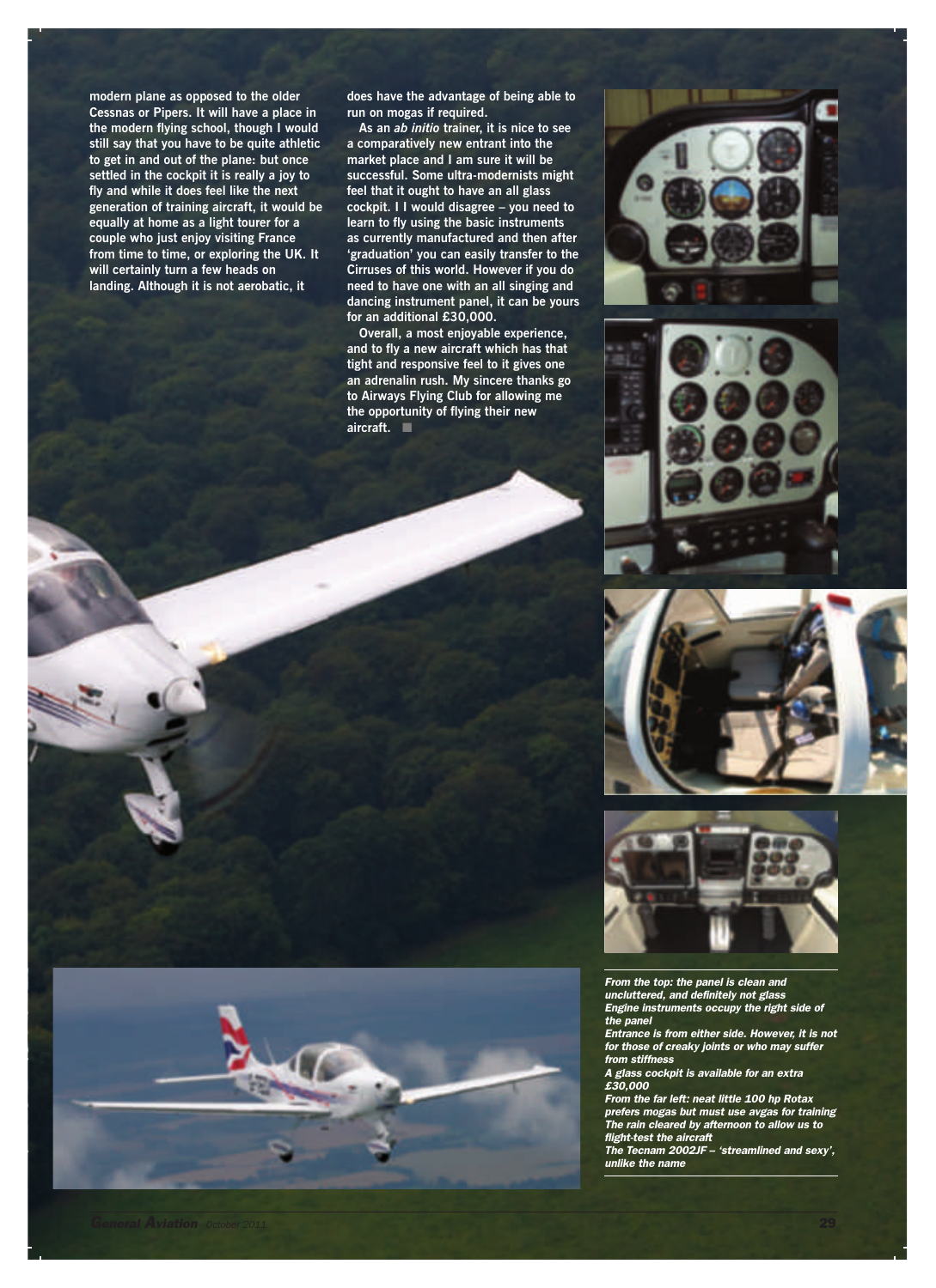modern plane as opposed to the older Cessnas or Pipers. It will have a place in the modern flying school, though I would still say that you have to be quite athletic to get in and out of the plane: but once settled in the cockpit it is really a joy to fly and while it does feel like the next generation of training aircraft, it would be equally at home as a light tourer for a couple who just enjoy visiting France from time to time, or exploring the UK. It will certainly turn a few heads on landing. Although it is not aerobatic, it does have the advantage of being able to run on mogas if required.

As an *ab initio* trainer, it is nice to see a comparatively new entrant into the market place and I am sure it will be successful. Some ultra-modernists might feel that it ought to have an all glass cockpit. I I would disagree – you need to learn to fly using the basic instruments as currently manufactured and then after 'graduation' you can easily transfer to the Cirruses of this world. However if you do need to have one with an all singing and dancing instrument panel, it can be yours for an additional £30,000.

Overall, a most enjoyable experience, and to fly a new aircraft which has that tight and responsive feel to it gives one an adrenalin rush. My sincere thanks go to Airways Flying Club for allowing me the opportunity of flying their new aircraft. ■

*From the top: the panel is clean and uncluttered, and definitely not glass*
*Engine instruments occupy the right side of the panel*
*Entrance is from either side. However, it is not for those of creaky joints or who may suffer from stiffness*
*A glass cockpit is available for an extra £30,000*
*From the far left: neat little 100 hp Rotax prefers mogas but must use avgas for training*
*The rain cleared by afternoon to allow us to flight-test the aircraft*
*The Tecnam 2002JF – 'streamlined and sexy', unlike the name*